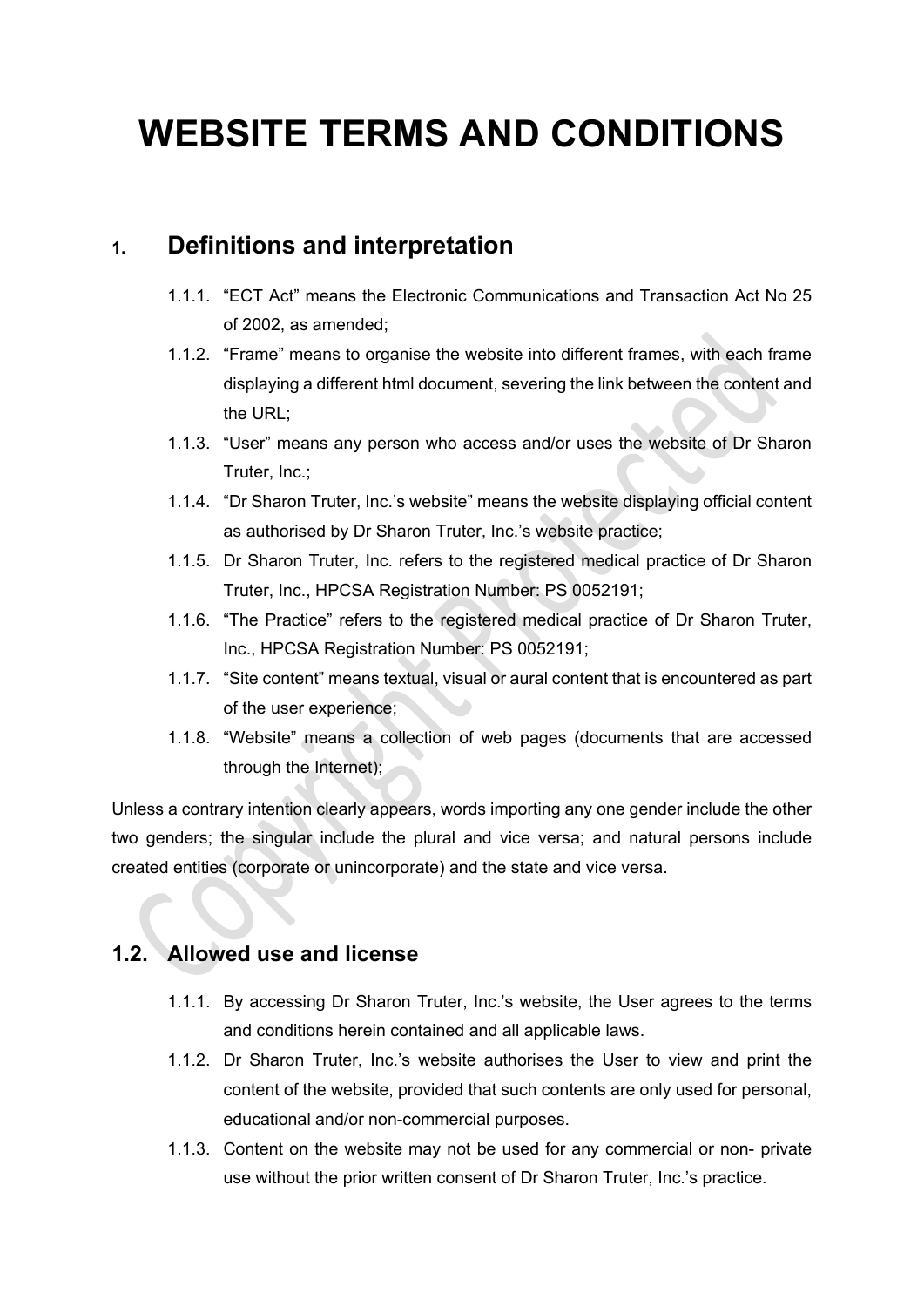# WEBSITE TERMS AND CONDITIONS

## 1. Definitions and interpretation

1.1.1. "ECT Act" means the Electronic Communications and Transaction Act No 25 of 2002, as amended;

1.1.2. "Frame" means to organise the website into different frames, with each frame displaying a different html document, severing the link between the content and the URL;

1.1.3. "User" means any person who access and/or uses the website of Dr Sharon Truter, Inc.;

1.1.4. "Dr Sharon Truter, Inc.'s website" means the website displaying official content as authorised by Dr Sharon Truter, Inc.'s website practice;

1.1.5. Dr Sharon Truter, Inc. refers to the registered medical practice of Dr Sharon Truter, Inc., HPCSA Registration Number: PS 0052191;

1.1.6. "The Practice" refers to the registered medical practice of Dr Sharon Truter, Inc., HPCSA Registration Number: PS 0052191;

1.1.7. "Site content" means textual, visual or aural content that is encountered as part of the user experience;

1.1.8. "Website" means a collection of web pages (documents that are accessed through the Internet);

Unless a contrary intention clearly appears, words importing any one gender include the other two genders; the singular include the plural and vice versa; and natural persons include created entities (corporate or unincorporate) and the state and vice versa.

## 1.2. Allowed use and license

1.1.1. By accessing Dr Sharon Truter, Inc.'s website, the User agrees to the terms and conditions herein contained and all applicable laws.

1.1.2. Dr Sharon Truter, Inc.'s website authorises the User to view and print the content of the website, provided that such contents are only used for personal, educational and/or non-commercial purposes.

1.1.3. Content on the website may not be used for any commercial or non- private use without the prior written consent of Dr Sharon Truter, Inc.'s practice.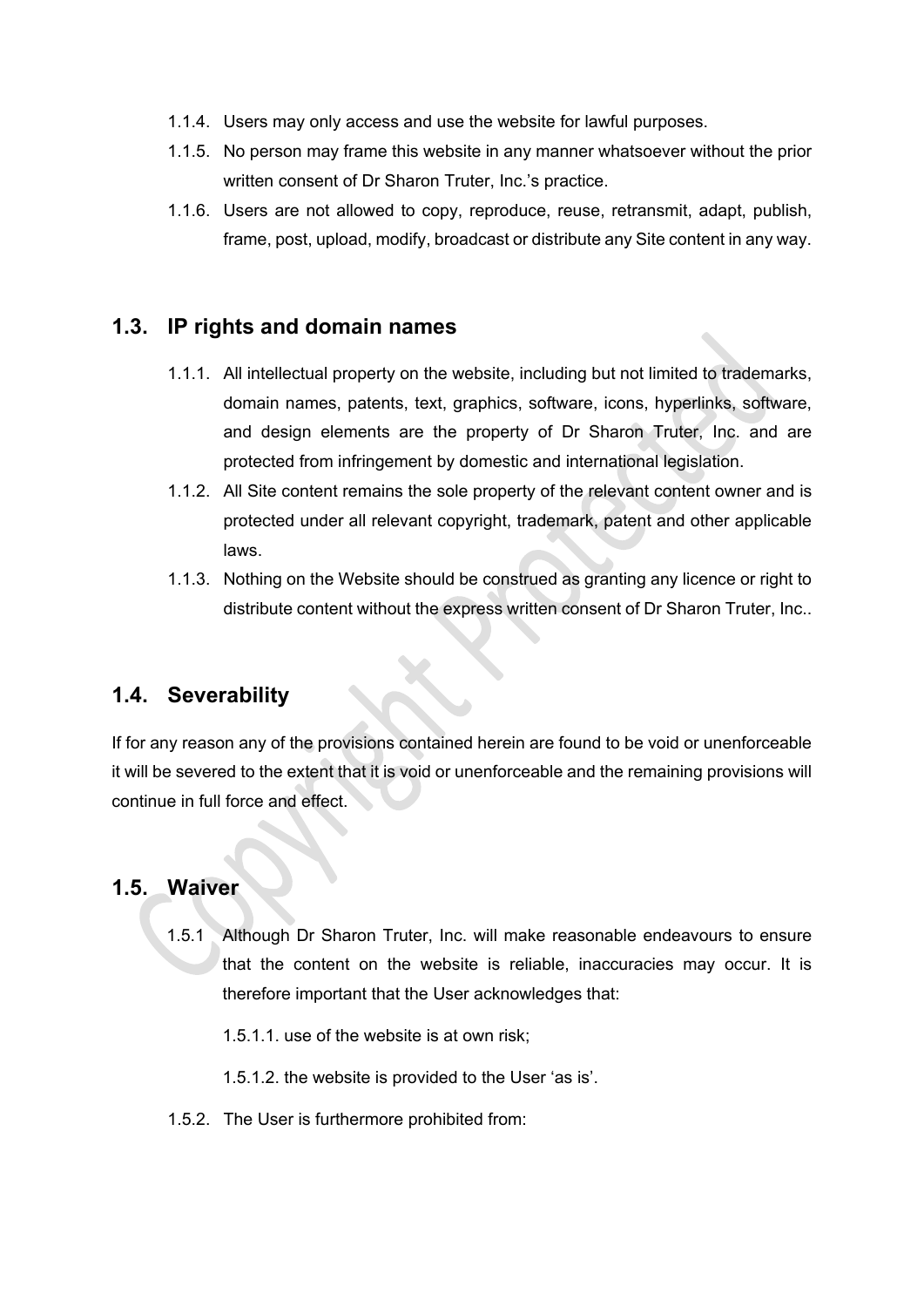1.1.4. Users may only access and use the website for lawful purposes.

1.1.5. No person may frame this website in any manner whatsoever without the prior written consent of Dr Sharon Truter, Inc.'s practice.

1.1.6. Users are not allowed to copy, reproduce, reuse, retransmit, adapt, publish, frame, post, upload, modify, broadcast or distribute any Site content in any way.

## 1.3. IP rights and domain names

1.1.1. All intellectual property on the website, including but not limited to trademarks, domain names, patents, text, graphics, software, icons, hyperlinks, software, and design elements are the property of Dr Sharon Truter, Inc. and are protected from infringement by domestic and international legislation.

1.1.2. All Site content remains the sole property of the relevant content owner and is protected under all relevant copyright, trademark, patent and other applicable laws.

1.1.3. Nothing on the Website should be construed as granting any licence or right to distribute content without the express written consent of Dr Sharon Truter, Inc..

## 1.4. Severability

If for any reason any of the provisions contained herein are found to be void or unenforceable it will be severed to the extent that it is void or unenforceable and the remaining provisions will continue in full force and effect.

## 1.5. Waiver

1.5.1 Although Dr Sharon Truter, Inc. will make reasonable endeavours to ensure that the content on the website is reliable, inaccuracies may occur. It is therefore important that the User acknowledges that:

1.5.1.1. use of the website is at own risk;

1.5.1.2. the website is provided to the User 'as is'.

1.5.2. The User is furthermore prohibited from: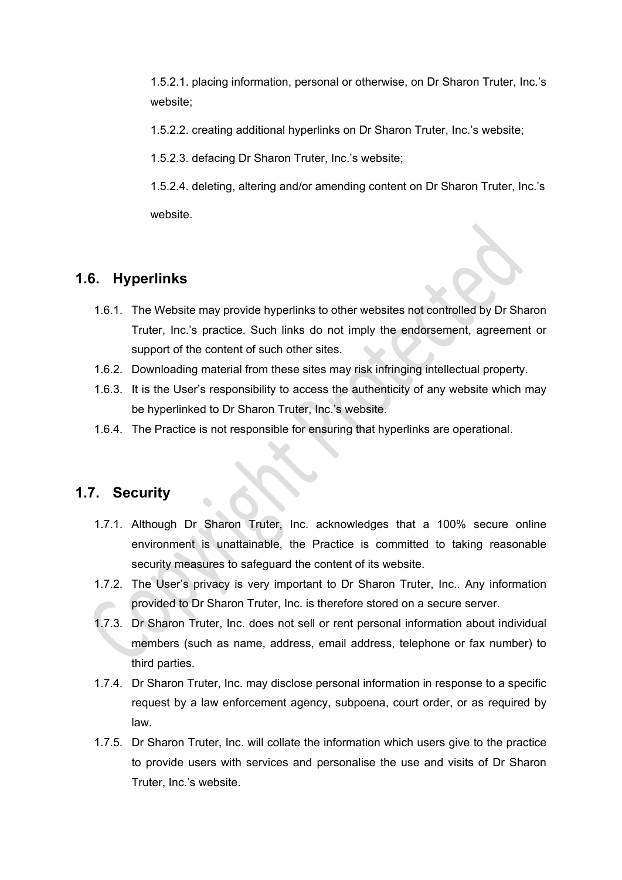1.5.2.1. placing information, personal or otherwise, on Dr Sharon Truter, Inc.'s website;

1.5.2.2. creating additional hyperlinks on Dr Sharon Truter, Inc.'s website;

1.5.2.3. defacing Dr Sharon Truter, Inc.'s website;

1.5.2.4. deleting, altering and/or amending content on Dr Sharon Truter, Inc.'s website.

## 1.6. Hyperlinks

1.6.1. The Website may provide hyperlinks to other websites not controlled by Dr Sharon Truter, Inc.'s practice. Such links do not imply the endorsement, agreement or support of the content of such other sites.

1.6.2. Downloading material from these sites may risk infringing intellectual property.

1.6.3. It is the User's responsibility to access the authenticity of any website which may be hyperlinked to Dr Sharon Truter, Inc.'s website.

1.6.4. The Practice is not responsible for ensuring that hyperlinks are operational.

## 1.7. Security

1.7.1. Although Dr Sharon Truter, Inc. acknowledges that a 100% secure online environment is unattainable, the Practice is committed to taking reasonable security measures to safeguard the content of its website.

1.7.2. The User's privacy is very important to Dr Sharon Truter, Inc.. Any information provided to Dr Sharon Truter, Inc. is therefore stored on a secure server.

1.7.3. Dr Sharon Truter, Inc. does not sell or rent personal information about individual members (such as name, address, email address, telephone or fax number) to third parties.

1.7.4. Dr Sharon Truter, Inc. may disclose personal information in response to a specific request by a law enforcement agency, subpoena, court order, or as required by law.

1.7.5. Dr Sharon Truter, Inc. will collate the information which users give to the practice to provide users with services and personalise the use and visits of Dr Sharon Truter, Inc.'s website.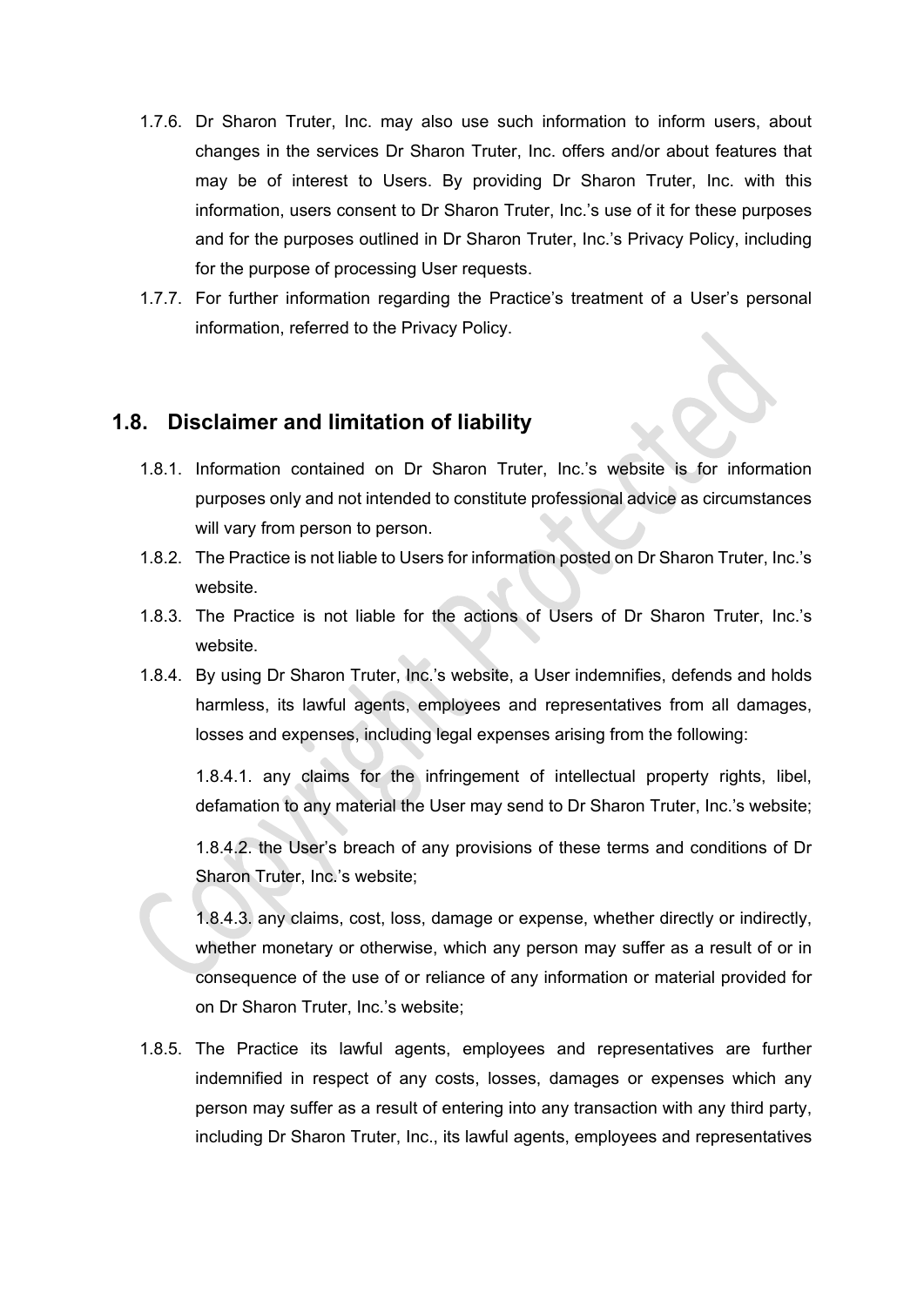1.7.6. Dr Sharon Truter, Inc. may also use such information to inform users, about changes in the services Dr Sharon Truter, Inc. offers and/or about features that may be of interest to Users. By providing Dr Sharon Truter, Inc. with this information, users consent to Dr Sharon Truter, Inc.'s use of it for these purposes and for the purposes outlined in Dr Sharon Truter, Inc.'s Privacy Policy, including for the purpose of processing User requests.

1.7.7. For further information regarding the Practice's treatment of a User's personal information, referred to the Privacy Policy.

## 1.8. Disclaimer and limitation of liability

1.8.1. Information contained on Dr Sharon Truter, Inc.'s website is for information purposes only and not intended to constitute professional advice as circumstances will vary from person to person.

1.8.2. The Practice is not liable to Users for information posted on Dr Sharon Truter, Inc.'s website.

1.8.3. The Practice is not liable for the actions of Users of Dr Sharon Truter, Inc.'s website.

1.8.4. By using Dr Sharon Truter, Inc.'s website, a User indemnifies, defends and holds harmless, its lawful agents, employees and representatives from all damages, losses and expenses, including legal expenses arising from the following:

1.8.4.1. any claims for the infringement of intellectual property rights, libel, defamation to any material the User may send to Dr Sharon Truter, Inc.'s website;

1.8.4.2. the User's breach of any provisions of these terms and conditions of Dr Sharon Truter, Inc.'s website;

1.8.4.3. any claims, cost, loss, damage or expense, whether directly or indirectly, whether monetary or otherwise, which any person may suffer as a result of or in consequence of the use of or reliance of any information or material provided for on Dr Sharon Truter, Inc.'s website;

1.8.5. The Practice its lawful agents, employees and representatives are further indemnified in respect of any costs, losses, damages or expenses which any person may suffer as a result of entering into any transaction with any third party, including Dr Sharon Truter, Inc., its lawful agents, employees and representatives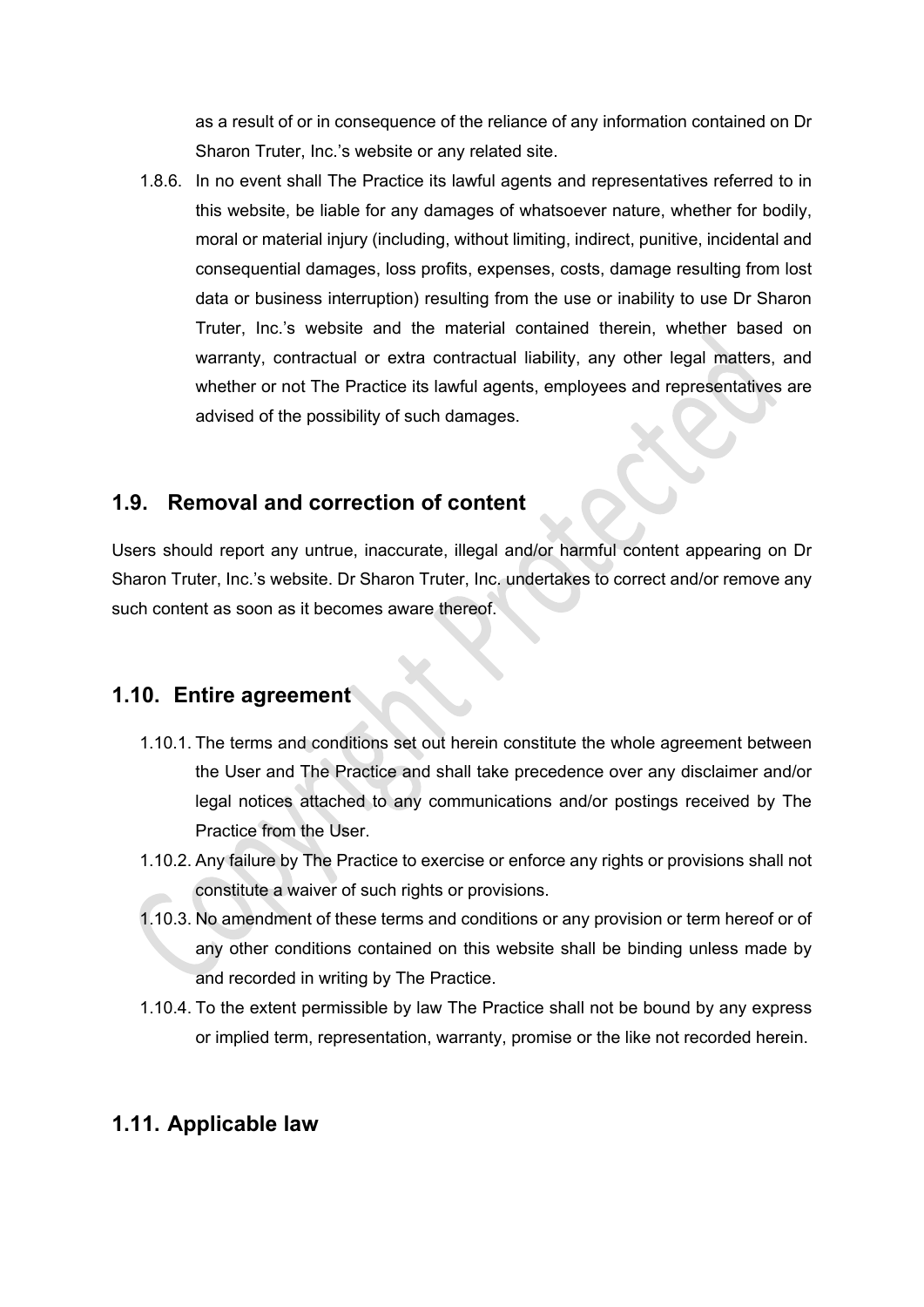as a result of or in consequence of the reliance of any information contained on Dr Sharon Truter, Inc.'s website or any related site.

1.8.6. In no event shall The Practice its lawful agents and representatives referred to in this website, be liable for any damages of whatsoever nature, whether for bodily, moral or material injury (including, without limiting, indirect, punitive, incidental and consequential damages, loss profits, expenses, costs, damage resulting from lost data or business interruption) resulting from the use or inability to use Dr Sharon Truter, Inc.'s website and the material contained therein, whether based on warranty, contractual or extra contractual liability, any other legal matters, and whether or not The Practice its lawful agents, employees and representatives are advised of the possibility of such damages.

## 1.9. Removal and correction of content

Users should report any untrue, inaccurate, illegal and/or harmful content appearing on Dr Sharon Truter, Inc.'s website. Dr Sharon Truter, Inc. undertakes to correct and/or remove any such content as soon as it becomes aware thereof.

## 1.10. Entire agreement

1.10.1. The terms and conditions set out herein constitute the whole agreement between the User and The Practice and shall take precedence over any disclaimer and/or legal notices attached to any communications and/or postings received by The Practice from the User.

1.10.2. Any failure by The Practice to exercise or enforce any rights or provisions shall not constitute a waiver of such rights or provisions.

1.10.3. No amendment of these terms and conditions or any provision or term hereof or of any other conditions contained on this website shall be binding unless made by and recorded in writing by The Practice.

1.10.4. To the extent permissible by law The Practice shall not be bound by any express or implied term, representation, warranty, promise or the like not recorded herein.

## 1.11. Applicable law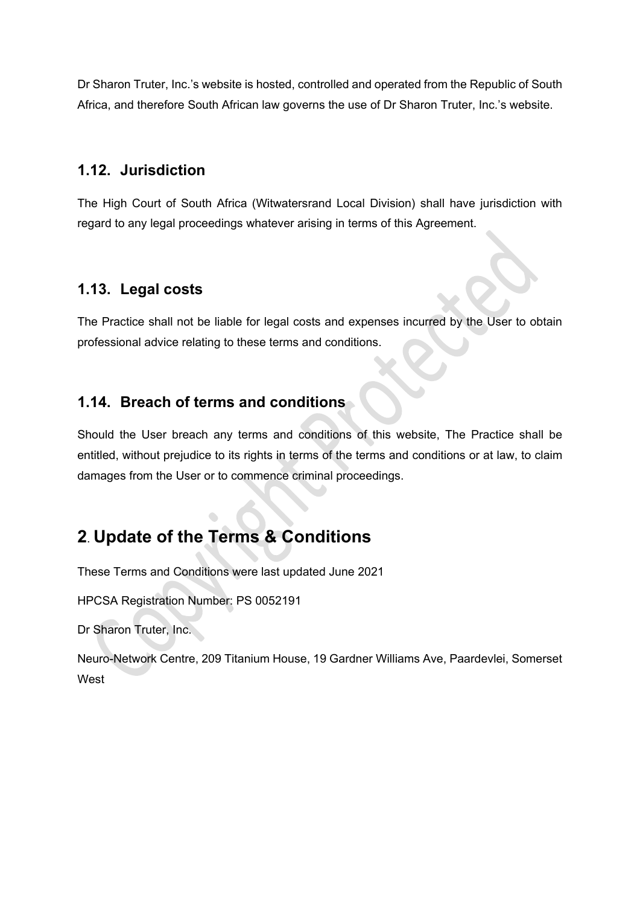Dr Sharon Truter, Inc.'s website is hosted, controlled and operated from the Republic of South Africa, and therefore South African law governs the use of Dr Sharon Truter, Inc.'s website.

### 1.12. Jurisdiction

The High Court of South Africa (Witwatersrand Local Division) shall have jurisdiction with regard to any legal proceedings whatever arising in terms of this Agreement.

### 1.13. Legal costs

The Practice shall not be liable for legal costs and expenses incurred by the User to obtain professional advice relating to these terms and conditions.

### 1.14. Breach of terms and conditions

Should the User breach any terms and conditions of this website, The Practice shall be entitled, without prejudice to its rights in terms of the terms and conditions or at law, to claim damages from the User or to commence criminal proceedings.

## 2. Update of the Terms & Conditions

These Terms and Conditions were last updated June 2021

HPCSA Registration Number: PS 0052191

Dr Sharon Truter, Inc.

Neuro-Network Centre, 209 Titanium House, 19 Gardner Williams Ave, Paardevlei, Somerset West